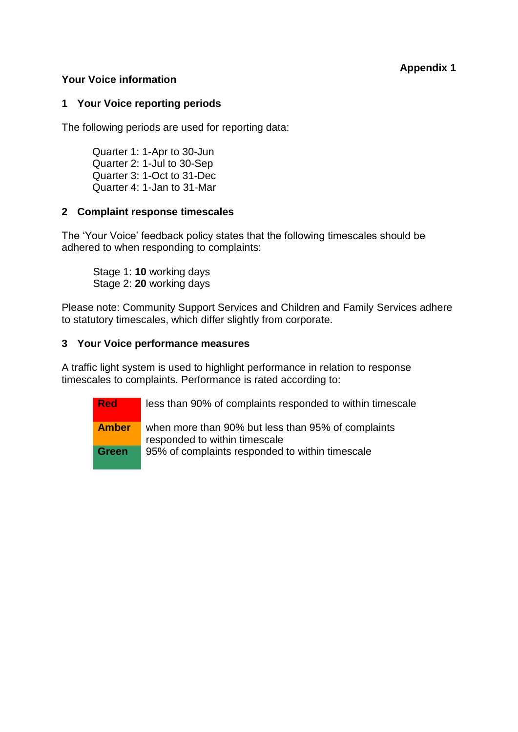**Appendix 1**

## Your Voice information

### 1 Your Voice reporting periods

The following periods are used for reporting data:

Quarter 1: 1-Apr to 30-Jun
Quarter 2: 1-Jul to 30-Sep
Quarter 3: 1-Oct to 31-Dec
Quarter 4: 1-Jan to 31-Mar

### 2 Complaint response timescales

The 'Your Voice' feedback policy states that the following timescales should be adhered to when responding to complaints:

Stage 1: **10** working days
Stage 2: **20** working days

Please note: Community Support Services and Children and Family Services adhere to statutory timescales, which differ slightly from corporate.

### 3 Your Voice performance measures

A traffic light system is used to highlight performance in relation to response timescales to complaints. Performance is rated according to:

| | |
|---|---|
| **Red** | less than 90% of complaints responded to within timescale |
| **Amber** | when more than 90% but less than 95% of complaints responded to within timescale |
| **Green** | 95% of complaints responded to within timescale |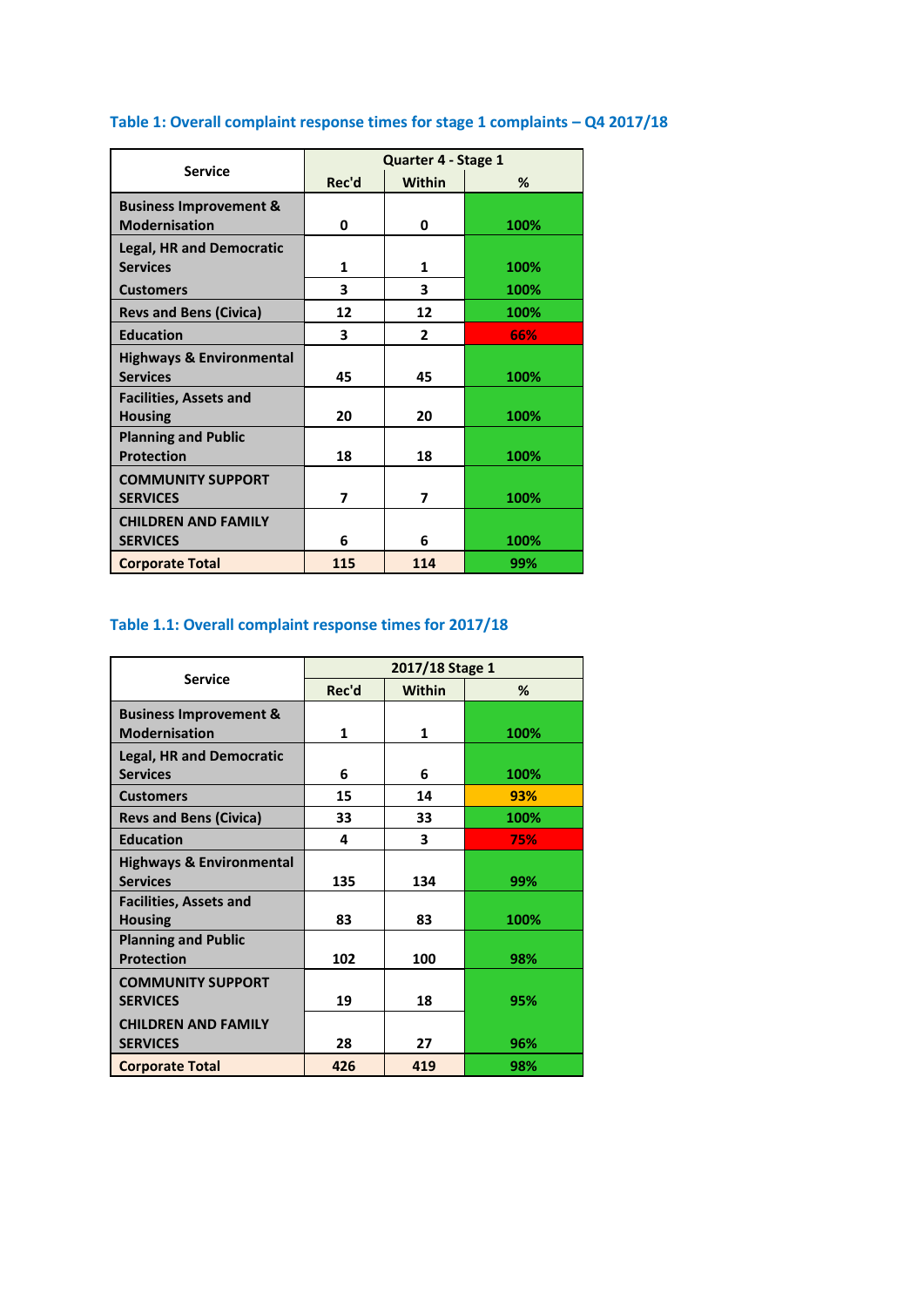### Table 1: Overall complaint response times for stage 1 complaints – Q4 2017/18

| Service | Quarter 4 - Stage 1 | | |
|---|---|---|---|
| | Rec'd | Within | % |
| **Business Improvement & Modernisation** | **0** | **0** | **100%** |
| **Legal, HR and Democratic Services** | **1** | **1** | **100%** |
| **Customers** | **3** | **3** | **100%** |
| **Revs and Bens (Civica)** | **12** | **12** | **100%** |
| **Education** | **3** | **2** | **66%** |
| **Highways & Environmental Services** | **45** | **45** | **100%** |
| **Facilities, Assets and Housing** | **20** | **20** | **100%** |
| **Planning and Public Protection** | **18** | **18** | **100%** |
| **COMMUNITY SUPPORT SERVICES** | **7** | **7** | **100%** |
| **CHILDREN AND FAMILY SERVICES** | **6** | **6** | **100%** |
| **Corporate Total** | **115** | **114** | **99%** |

### Table 1.1: Overall complaint response times for 2017/18

| Service | 2017/18 Stage 1 | | |
|---|---|---|---|
| | Rec'd | Within | % |
| **Business Improvement & Modernisation** | **1** | **1** | **100%** |
| **Legal, HR and Democratic Services** | **6** | **6** | **100%** |
| **Customers** | **15** | **14** | **93%** |
| **Revs and Bens (Civica)** | **33** | **33** | **100%** |
| **Education** | **4** | **3** | **75%** |
| **Highways & Environmental Services** | **135** | **134** | **99%** |
| **Facilities, Assets and Housing** | **83** | **83** | **100%** |
| **Planning and Public Protection** | **102** | **100** | **98%** |
| **COMMUNITY SUPPORT SERVICES** | **19** | **18** | **95%** |
| **CHILDREN AND FAMILY SERVICES** | **28** | **27** | **96%** |
| **Corporate Total** | **426** | **419** | **98%** |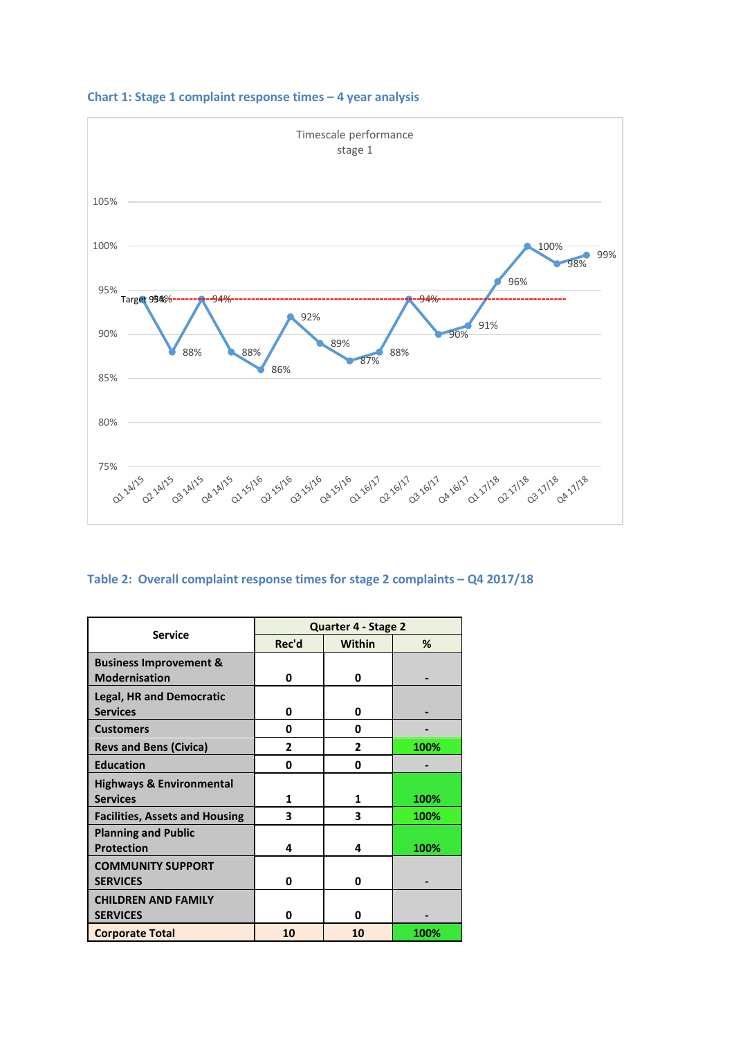### Chart 1: Stage 1 complaint response times – 4 year analysis

Timescale performance stage 1

| Quarter | % |
|---|---|
| Q1 14/15 | 94% |
| Q2 14/15 | 88% |
| Q3 14/15 | 94% |
| Q4 14/15 | 88% |
| Q1 15/16 | 86% |
| Q2 15/16 | 92% |
| Q3 15/16 | 89% |
| Q4 15/16 | 87% |
| Q1 16/17 | 88% |
| Q2 16/17 | 94% |
| Q3 16/17 | 90% |
| Q4 16/17 | 91% |
| Q1 17/18 | 96% |
| Q2 17/18 | 100% |
| Q3 17/18 | 98% |
| Q4 17/18 | 99% |

Target 94%

### Table 2: Overall complaint response times for stage 2 complaints – Q4 2017/18

| Service | Quarter 4 - Stage 2 | | |
|---|---|---|---|
| | Rec'd | Within | % |
| Business Improvement & Modernisation | 0 | 0 | - |
| Legal, HR and Democratic Services | 0 | 0 | - |
| Customers | 0 | 0 | - |
| Revs and Bens (Civica) | 2 | 2 | 100% |
| Education | 0 | 0 | - |
| Highways & Environmental Services | 1 | 1 | 100% |
| Facilities, Assets and Housing | 3 | 3 | 100% |
| Planning and Public Protection | 4 | 4 | 100% |
| COMMUNITY SUPPORT SERVICES | 0 | 0 | - |
| CHILDREN AND FAMILY SERVICES | 0 | 0 | - |
| Corporate Total | 10 | 10 | 100% |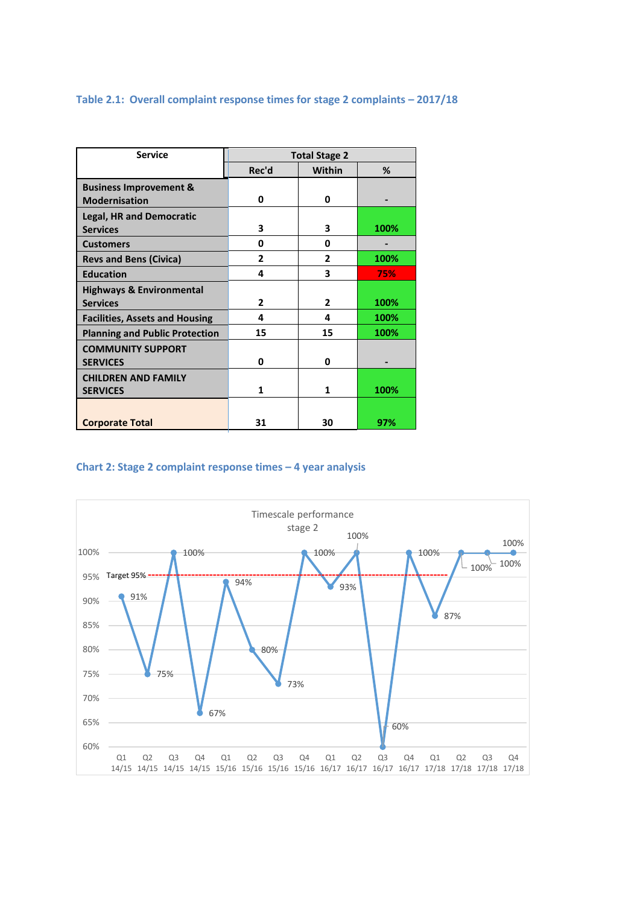### Table 2.1: Overall complaint response times for stage 2 complaints – 2017/18

| Service | Total Stage 2 | | |
|---|---|---|---|
| | Rec'd | Within | % |
| Business Improvement & Modernisation | 0 | 0 | - |
| Legal, HR and Democratic Services | 3 | 3 | 100% |
| Customers | 0 | 0 | - |
| Revs and Bens (Civica) | 2 | 2 | 100% |
| Education | 4 | 3 | 75% |
| Highways & Environmental Services | 2 | 2 | 100% |
| Facilities, Assets and Housing | 4 | 4 | 100% |
| Planning and Public Protection | 15 | 15 | 100% |
| COMMUNITY SUPPORT SERVICES | 0 | 0 | - |
| CHILDREN AND FAMILY SERVICES | 1 | 1 | 100% |
| **Corporate Total** | **31** | **30** | **97%** |

### Chart 2: Stage 2 complaint response times – 4 year analysis

Timescale performance stage 2

Target 95%

| Quarter | % |
|---|---|
| Q1 14/15 | 91% |
| Q2 14/15 | 75% |
| Q3 14/15 | 100% |
| Q4 14/15 | 67% |
| Q1 15/16 | 94% |
| Q2 15/16 | 80% |
| Q3 15/16 | 73% |
| Q4 15/16 | 100% |
| Q1 16/17 | 93% |
| Q2 16/17 | 100% |
| Q3 16/17 | 60% |
| Q4 16/17 | 100% |
| Q1 17/18 | 87% |
| Q2 17/18 | 100% |
| Q3 17/18 | 100% |
| Q4 17/18 | 100% |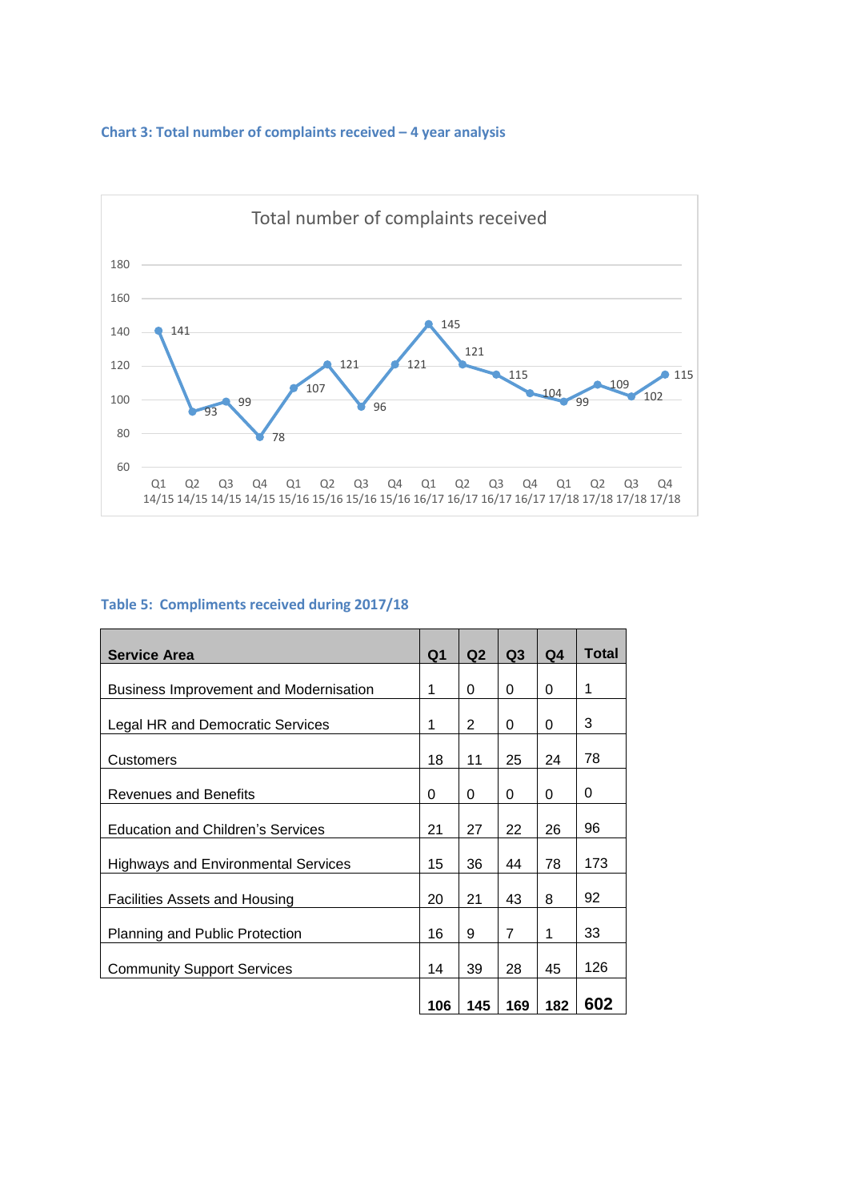### Chart 3: Total number of complaints received – 4 year analysis

**Total number of complaints received**

| Quarter | Complaints |
|---|---|
| Q1 14/15 | 141 |
| Q2 14/15 | 93 |
| Q3 14/15 | 99 |
| Q4 14/15 | 78 |
| Q1 15/16 | 107 |
| Q2 15/16 | 121 |
| Q3 15/16 | 96 |
| Q4 15/16 | 121 |
| Q1 16/17 | 145 |
| Q2 16/17 | 121 |
| Q3 16/17 | 115 |
| Q4 16/17 | 104 |
| Q1 17/18 | 99 |
| Q2 17/18 | 109 |
| Q3 17/18 | 102 |
| Q4 17/18 | 115 |

### Table 5: Compliments received during 2017/18

| Service Area | Q1 | Q2 | Q3 | Q4 | Total |
|---|---|---|---|---|---|
| Business Improvement and Modernisation | 1 | 0 | 0 | 0 | 1 |
| Legal HR and Democratic Services | 1 | 2 | 0 | 0 | 3 |
| Customers | 18 | 11 | 25 | 24 | 78 |
| Revenues and Benefits | 0 | 0 | 0 | 0 | 0 |
| Education and Children's Services | 21 | 27 | 22 | 26 | 96 |
| Highways and Environmental Services | 15 | 36 | 44 | 78 | 173 |
| Facilities Assets and Housing | 20 | 21 | 43 | 8 | 92 |
| Planning and Public Protection | 16 | 9 | 7 | 1 | 33 |
| Community Support Services | 14 | 39 | 28 | 45 | 126 |
| | **106** | **145** | **169** | **182** | **602** |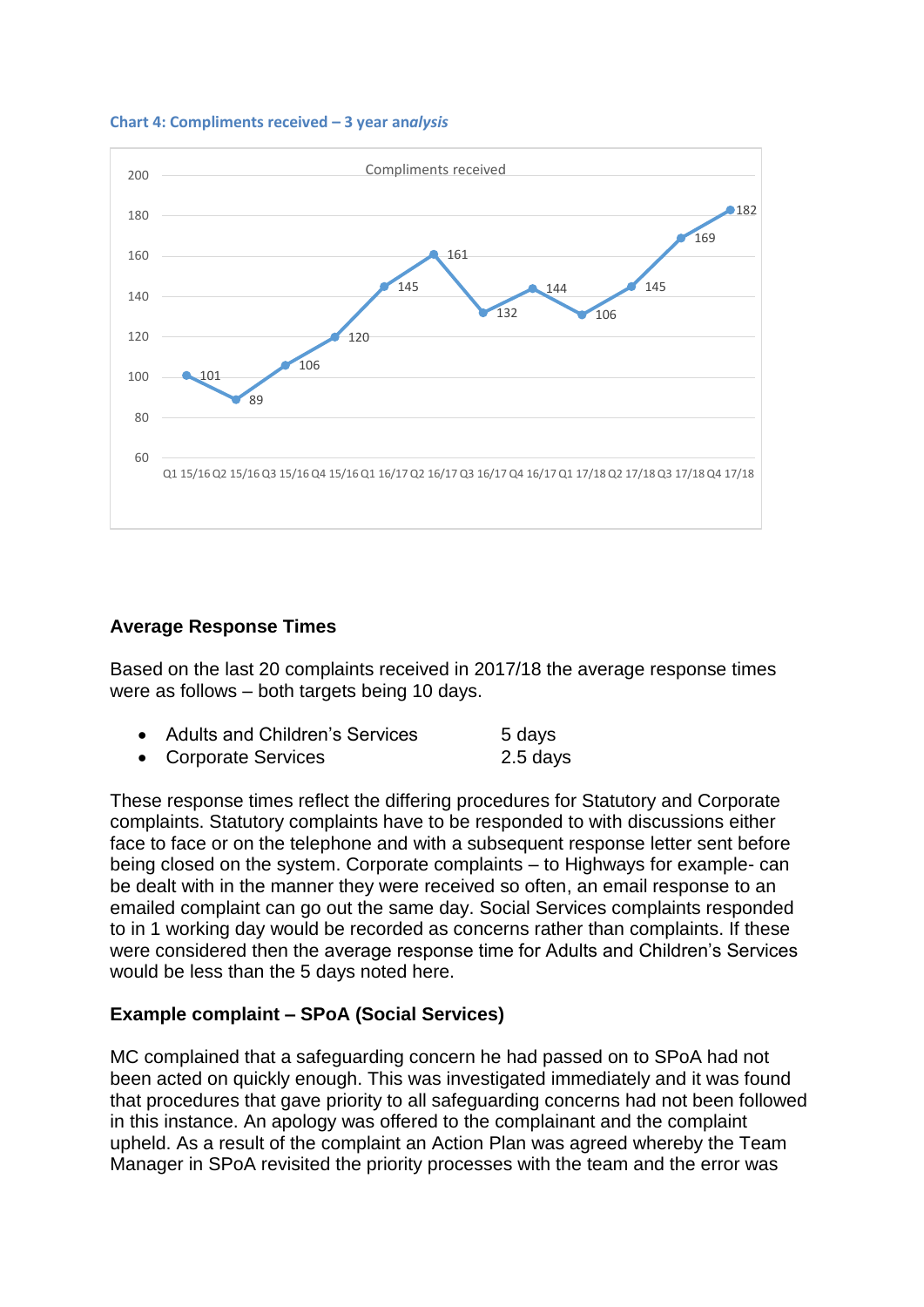**Chart 4: Compliments received – 3 year *analysis***

| Quarter | Compliments received |
|---|---|
| Q1 15/16 | 101 |
| Q2 15/16 | 89 |
| Q3 15/16 | 106 |
| Q4 15/16 | 120 |
| Q1 16/17 | 145 |
| Q2 16/17 | 161 |
| Q3 16/17 | 132 |
| Q4 16/17 | 144 |
| Q1 17/18 | 106 |
| Q2 17/18 | 145 |
| Q3 17/18 | 169 |
| Q4 17/18 | 182 |

**Average Response Times**

Based on the last 20 complaints received in 2017/18 the average response times were as follows – both targets being 10 days.

- Adults and Children's Services 5 days
- Corporate Services 2.5 days

These response times reflect the differing procedures for Statutory and Corporate complaints. Statutory complaints have to be responded to with discussions either face to face or on the telephone and with a subsequent response letter sent before being closed on the system. Corporate complaints – to Highways for example- can be dealt with in the manner they were received so often, an email response to an emailed complaint can go out the same day. Social Services complaints responded to in 1 working day would be recorded as concerns rather than complaints. If these were considered then the average response time for Adults and Children's Services would be less than the 5 days noted here.

**Example complaint – SPoA (Social Services)**

MC complained that a safeguarding concern he had passed on to SPoA had not been acted on quickly enough. This was investigated immediately and it was found that procedures that gave priority to all safeguarding concerns had not been followed in this instance. An apology was offered to the complainant and the complaint upheld. As a result of the complaint an Action Plan was agreed whereby the Team Manager in SPoA revisited the priority processes with the team and the error was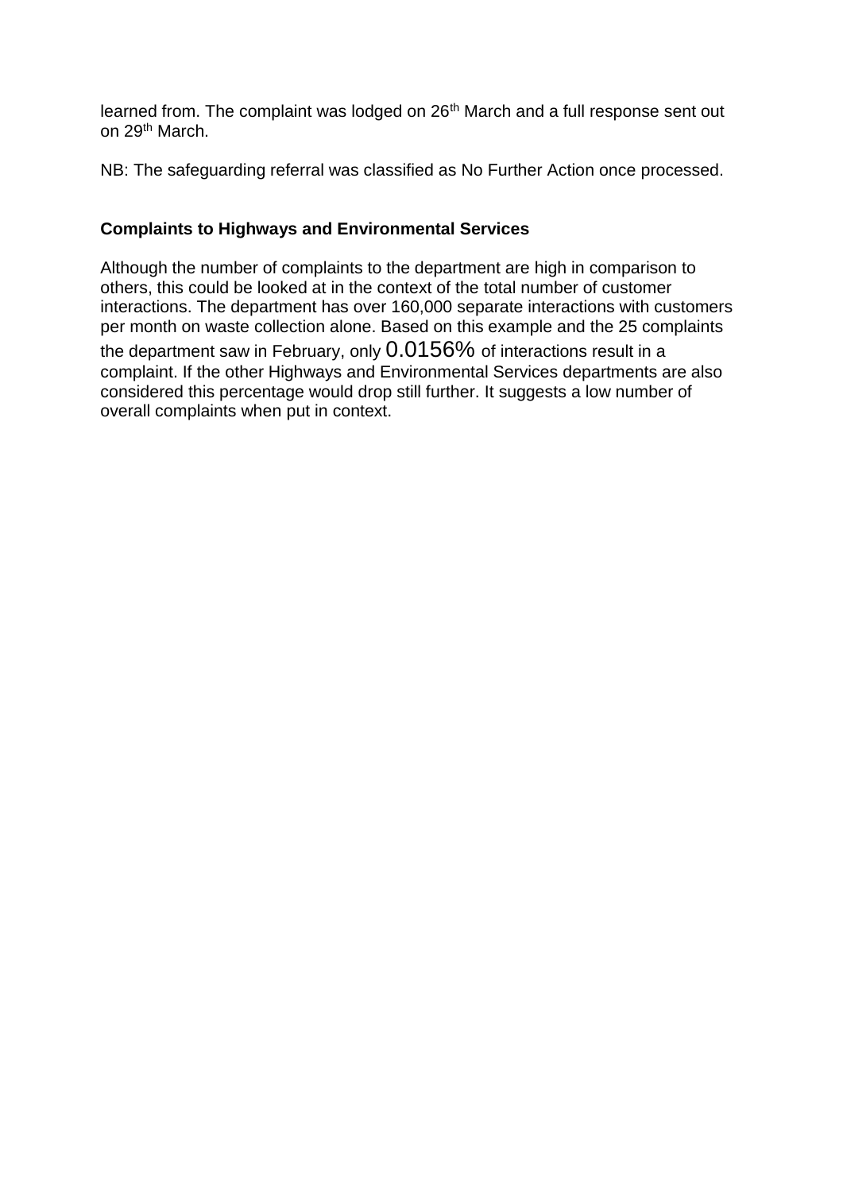learned from. The complaint was lodged on 26th March and a full response sent out on 29th March.

NB: The safeguarding referral was classified as No Further Action once processed.

**Complaints to Highways and Environmental Services**

Although the number of complaints to the department are high in comparison to others, this could be looked at in the context of the total number of customer interactions. The department has over 160,000 separate interactions with customers per month on waste collection alone. Based on this example and the 25 complaints the department saw in February, only 0.0156% of interactions result in a complaint. If the other Highways and Environmental Services departments are also considered this percentage would drop still further. It suggests a low number of overall complaints when put in context.